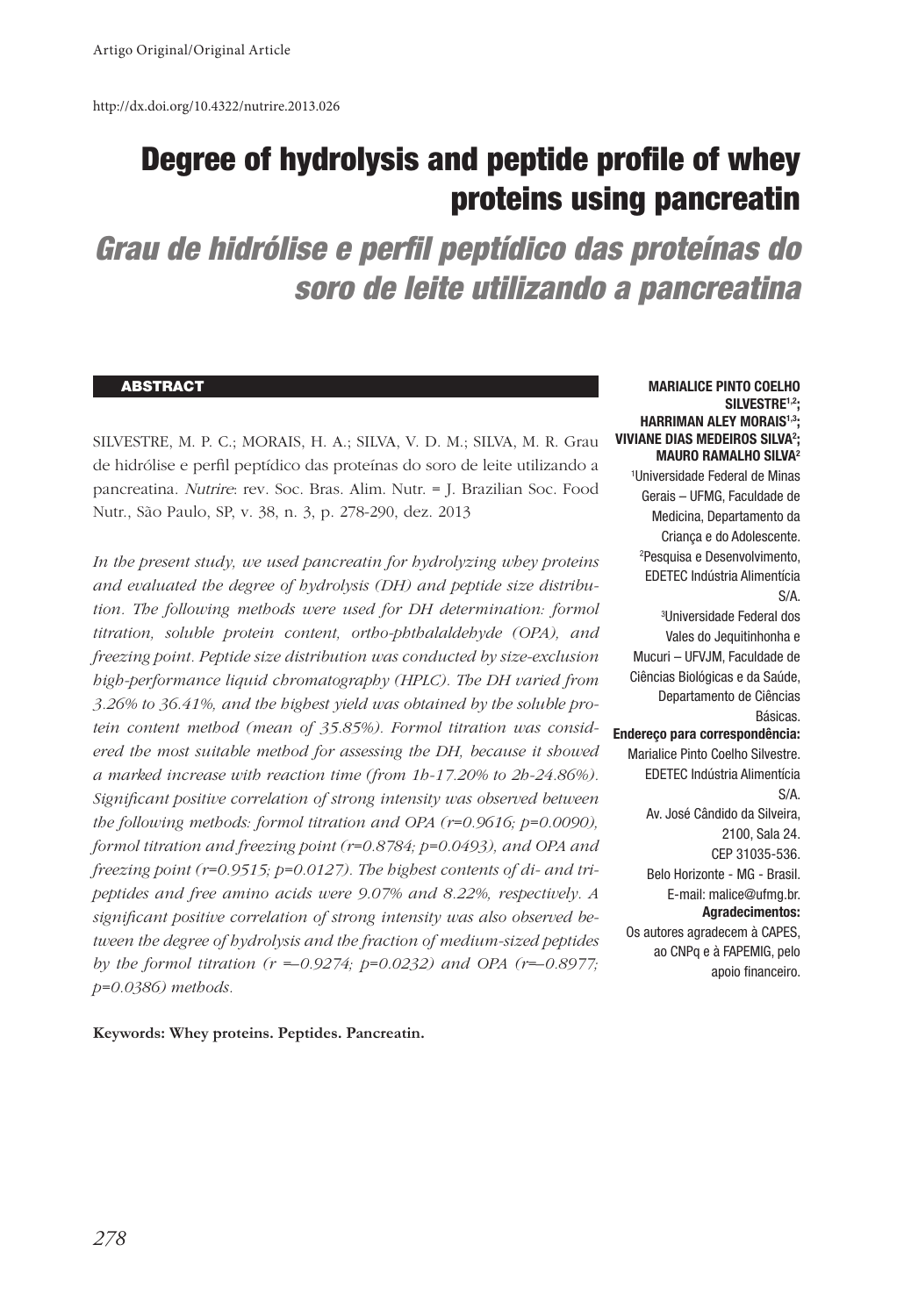Artigo Original/Original Article

http://dx.doi.org/10.4322/nutrire.2013.026

# Degree of hydrolysis and peptide profile of whey proteins using pancreatin

## *Grau de hidrólise e perfil peptídico das proteínas do soro de leite utilizando a pancreatina*

**MARIALICE PINTO COELHO SILVESTRE[1,2]; HARRIMAN ALEY MORAIS[1,3]; VIVIANE DIAS MEDEIROS SILVA[2]; MAURO RAMALHO SILVA[2]**

[1]Universidade Federal de Minas Gerais – UFMG, Faculdade de Medicina, Departamento da Criança e do Adolescente.
[2]Pesquisa e Desenvolvimento, EDETEC Indústria Alimentícia S/A.
[3]Universidade Federal dos Vales do Jequitinhonha e Mucuri – UFVJM, Faculdade de Ciências Biológicas e da Saúde, Departamento de Ciências Básicas.

**Endereço para correspondência:**
Marialice Pinto Coelho Silvestre.
EDETEC Indústria Alimentícia S/A.
Av. José Cândido da Silveira, 2100, Sala 24.
CEP 31035-536.
Belo Horizonte - MG - Brasil.
E-mail: malice@ufmg.br.

**Agradecimentos:**
Os autores agradecem à CAPES, ao CNPq e à FAPEMIG, pelo apoio financeiro.

### ABSTRACT

SILVESTRE, M. P. C.; MORAIS, H. A.; SILVA, V. D. M.; SILVA, M. R. Grau de hidrólise e perfil peptídico das proteínas do soro de leite utilizando a pancreatina. *Nutrire*: rev. Soc. Bras. Alim. Nutr. = J. Brazilian Soc. Food Nutr., São Paulo, SP, v. 38, n. 3, p. 278-290, dez. 2013

*In the present study, we used pancreatin for hydrolyzing whey proteins and evaluated the degree of hydrolysis (DH) and peptide size distribution. The following methods were used for DH determination: formol titration, soluble protein content, ortho-phthalaldehyde (OPA), and freezing point. Peptide size distribution was conducted by size-exclusion high-performance liquid chromatography (HPLC). The DH varied from 3.26% to 36.41%, and the highest yield was obtained by the soluble protein content method (mean of 35.85%). Formol titration was considered the most suitable method for assessing the DH, because it showed a marked increase with reaction time (from 1h-17.20% to 2h-24.86%). Significant positive correlation of strong intensity was observed between the following methods: formol titration and OPA (r=0.9616; p=0.0090), formol titration and freezing point (r=0.8784; p=0.0493), and OPA and freezing point (r=0.9515; p=0.0127). The highest contents of di- and tri-peptides and free amino acids were 9.07% and 8.22%, respectively. A significant positive correlation of strong intensity was also observed between the degree of hydrolysis and the fraction of medium-sized peptides by the formol titration (r =–0.9274; p=0.0232) and OPA (r=–0.8977; p=0.0386) methods.*

**Keywords: Whey proteins. Peptides. Pancreatin.**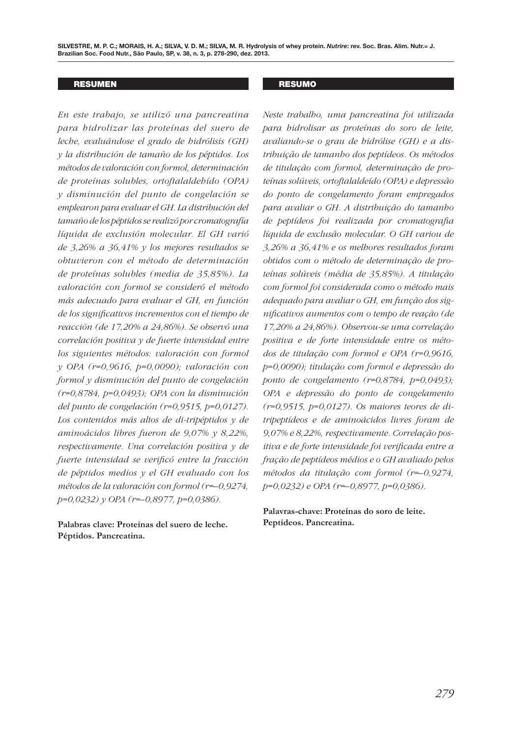## RESUMEN

*En este trabajo, se utilizó una pancreatina para hidrolizar las proteínas del suero de leche, evaluándose el grado de hidrólisis (GH) y la distribución de tamaño de los péptidos. Los métodos de valoración con formol, determinación de proteínas solubles, ortoftalaldehído (OPA) y disminución del punto de congelación se emplearon para evaluar el GH. La distribución del tamaño de los péptidos se realizó por cromatografía líquida de exclusión molecular. El GH varió de 3,26% a 36,41% y los mejores resultados se obtuvieron con el método de determinación de proteínas solubles (media de 35,85%). La valoración con formol se consideró el método más adecuado para evaluar el GH, en función de los significativos incrementos con el tiempo de reacción (de 17,20% a 24,86%). Se observó una correlación positiva y de fuerte intensidad entre los siguientes métodos: valoración con formol y OPA (r=0,9616, p=0,0090); valoración con formol y disminución del punto de congelación (r=0,8784, p=0,0493); OPA con la disminución del punto de congelación (r=0,9515, p=0,0127). Los contenidos más altos de di-tripéptidos y de aminoácidos libres fueron de 9,07% y 8,22%, respectivamente. Una correlación positiva y de fuerte intensidad se verificó entre la fracción de péptidos medios y el GH evaluado con los métodos de la valoración con formol (r=–0,9274, p=0,0232) y OPA (r=–0,8977, p=0,0386).*

**Palabras clave: Proteínas del suero de leche. Péptidos. Pancreatina.**

## RESUMO

*Neste trabalho, uma pancreatina foi utilizada para hidrolisar as proteínas do soro de leite, avaliando-se o grau de hidrólise (GH) e a distribuição de tamanho dos peptídeos. Os métodos de titulação com formol, determinação de proteínas solúveis, ortoftalaldeído (OPA) e depressão do ponto de congelamento foram empregados para avaliar o GH. A distribuição do tamanho de peptídeos foi realizada por cromatografia líquida de exclusão molecular. O GH variou de 3,26% a 36,41% e os melhores resultados foram obtidos com o método de determinação de proteínas solúveis (média de 35,85%). A titulação com formol foi considerada como o método mais adequado para avaliar o GH, em função dos significativos aumentos com o tempo de reação (de 17,20% a 24,86%). Observou-se uma correlação positiva e de forte intensidade entre os métodos de titulação com formol e OPA (r=0,9616, p=0,0090); titulação com formol e depressão do ponto de congelamento (r=0,8784, p=0,0493); OPA e depressão do ponto de congelamento (r=0,9515, p=0,0127). Os maiores teores de di-tripeptídeos e de aminoácidos livres foram de 9,07% e 8,22%, respectivamente. Correlação positiva e de forte intensidade foi verificada entre a fração de peptídeos médios e o GH avaliado pelos métodos da titulação com formol (r=–0,9274, p=0,0232) e OPA (r=–0,8977, p=0,0386).*

**Palavras-chave: Proteínas do soro de leite. Peptídeos. Pancreatina.**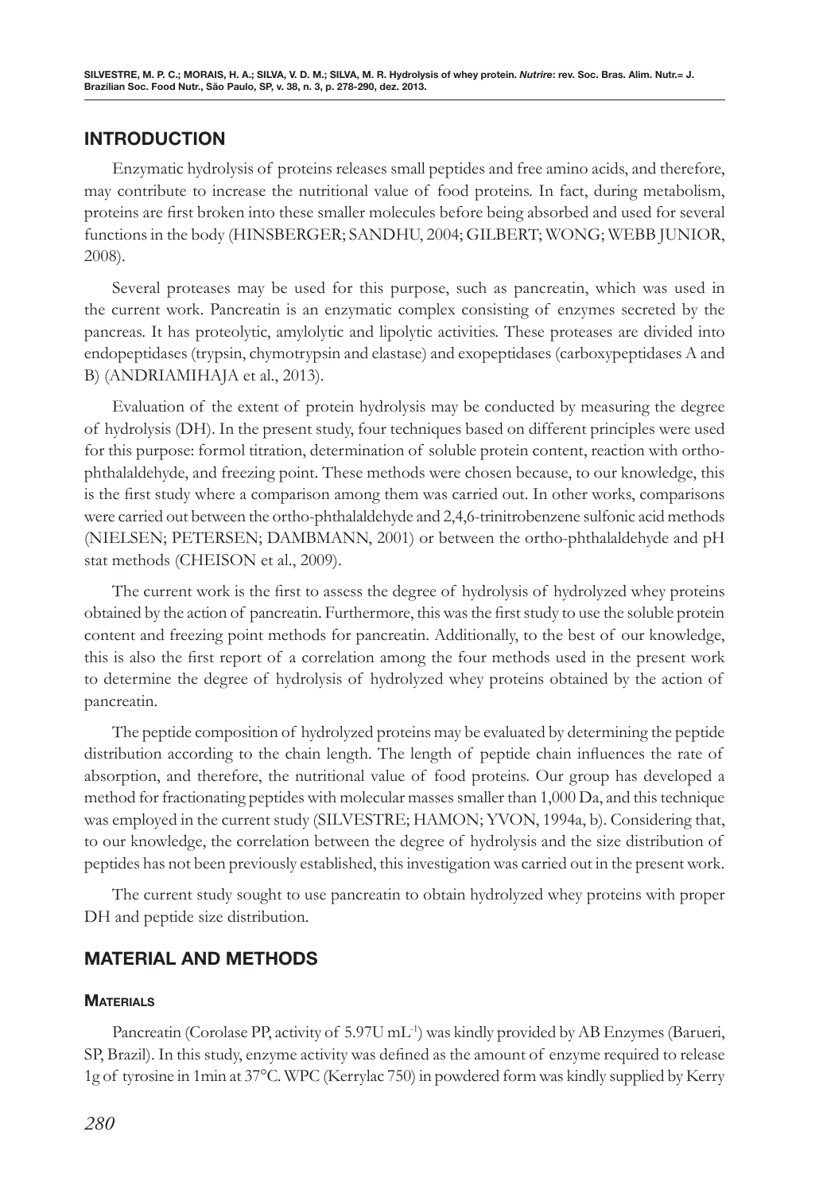## INTRODUCTION

Enzymatic hydrolysis of proteins releases small peptides and free amino acids, and therefore, may contribute to increase the nutritional value of food proteins. In fact, during metabolism, proteins are first broken into these smaller molecules before being absorbed and used for several functions in the body (HINSBERGER; SANDHU, 2004; GILBERT; WONG; WEBB JUNIOR, 2008).

Several proteases may be used for this purpose, such as pancreatin, which was used in the current work. Pancreatin is an enzymatic complex consisting of enzymes secreted by the pancreas. It has proteolytic, amylolytic and lipolytic activities. These proteases are divided into endopeptidases (trypsin, chymotrypsin and elastase) and exopeptidases (carboxypeptidases A and B) (ANDRIAMIHAJA et al., 2013).

Evaluation of the extent of protein hydrolysis may be conducted by measuring the degree of hydrolysis (DH). In the present study, four techniques based on different principles were used for this purpose: formol titration, determination of soluble protein content, reaction with ortho-phthalaldehyde, and freezing point. These methods were chosen because, to our knowledge, this is the first study where a comparison among them was carried out. In other works, comparisons were carried out between the ortho-phthalaldehyde and 2,4,6-trinitrobenzene sulfonic acid methods (NIELSEN; PETERSEN; DAMBMANN, 2001) or between the ortho-phthalaldehyde and pH stat methods (CHEISON et al., 2009).

The current work is the first to assess the degree of hydrolysis of hydrolyzed whey proteins obtained by the action of pancreatin. Furthermore, this was the first study to use the soluble protein content and freezing point methods for pancreatin. Additionally, to the best of our knowledge, this is also the first report of a correlation among the four methods used in the present work to determine the degree of hydrolysis of hydrolyzed whey proteins obtained by the action of pancreatin.

The peptide composition of hydrolyzed proteins may be evaluated by determining the peptide distribution according to the chain length. The length of peptide chain influences the rate of absorption, and therefore, the nutritional value of food proteins. Our group has developed a method for fractionating peptides with molecular masses smaller than 1,000 Da, and this technique was employed in the current study (SILVESTRE; HAMON; YVON, 1994a, b). Considering that, to our knowledge, the correlation between the degree of hydrolysis and the size distribution of peptides has not been previously established, this investigation was carried out in the present work.

The current study sought to use pancreatin to obtain hydrolyzed whey proteins with proper DH and peptide size distribution.

## MATERIAL AND METHODS

### Materials

Pancreatin (Corolase PP, activity of 5.97U $mL^{-1}$) was kindly provided by AB Enzymes (Barueri, SP, Brazil). In this study, enzyme activity was defined as the amount of enzyme required to release 1g of tyrosine in 1min at 37°C. WPC (Kerrylac 750) in powdered form was kindly supplied by Kerry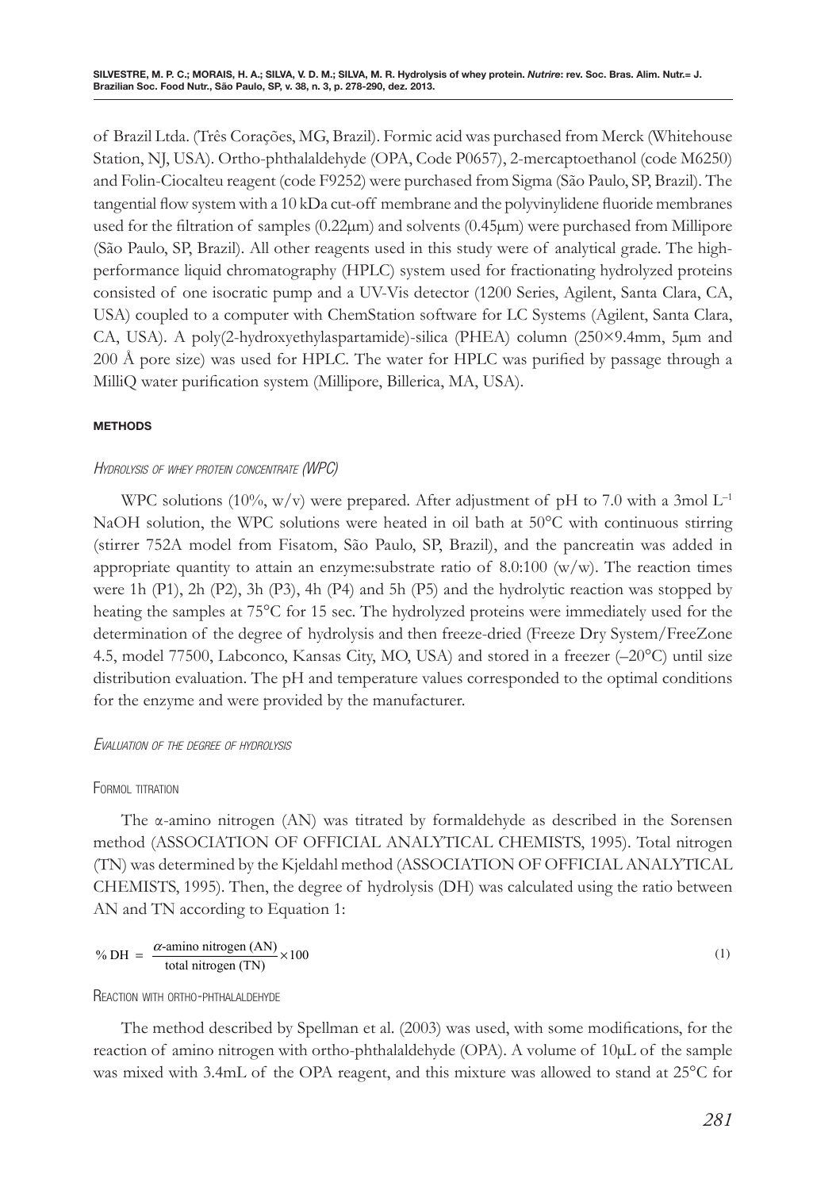of Brazil Ltda. (Três Corações, MG, Brazil). Formic acid was purchased from Merck (Whitehouse Station, NJ, USA). Ortho-phthalaldehyde (OPA, Code P0657), 2-mercaptoethanol (code M6250) and Folin-Ciocalteu reagent (code F9252) were purchased from Sigma (São Paulo, SP, Brazil). The tangential flow system with a 10 kDa cut-off membrane and the polyvinylidene fluoride membranes used for the filtration of samples (0.22μm) and solvents (0.45μm) were purchased from Millipore (São Paulo, SP, Brazil). All other reagents used in this study were of analytical grade. The high-performance liquid chromatography (HPLC) system used for fractionating hydrolyzed proteins consisted of one isocratic pump and a UV-Vis detector (1200 Series, Agilent, Santa Clara, CA, USA) coupled to a computer with ChemStation software for LC Systems (Agilent, Santa Clara, CA, USA). A poly(2-hydroxyethylaspartamide)-silica (PHEA) column (250×9.4mm, 5μm and 200 Å pore size) was used for HPLC. The water for HPLC was purified by passage through a MilliQ water purification system (Millipore, Billerica, MA, USA).

## METHODS

### *Hydrolysis of whey protein concentrate (WPC)*

WPC solutions (10%, w/v) were prepared. After adjustment of pH to 7.0 with a 3mol $L^{-1}$ NaOH solution, the WPC solutions were heated in oil bath at 50°C with continuous stirring (stirrer 752A model from Fisatom, São Paulo, SP, Brazil), and the pancreatin was added in appropriate quantity to attain an enzyme:substrate ratio of 8.0:100 (w/w). The reaction times were 1h (P1), 2h (P2), 3h (P3), 4h (P4) and 5h (P5) and the hydrolytic reaction was stopped by heating the samples at 75°C for 15 sec. The hydrolyzed proteins were immediately used for the determination of the degree of hydrolysis and then freeze-dried (Freeze Dry System/FreeZone 4.5, model 77500, Labconco, Kansas City, MO, USA) and stored in a freezer (–20°C) until size distribution evaluation. The pH and temperature values corresponded to the optimal conditions for the enzyme and were provided by the manufacturer.

### *Evaluation of the degree of hydrolysis*

#### Formol titration

The α-amino nitrogen (AN) was titrated by formaldehyde as described in the Sorensen method (ASSOCIATION OF OFFICIAL ANALYTICAL CHEMISTS, 1995). Total nitrogen (TN) was determined by the Kjeldahl method (ASSOCIATION OF OFFICIAL ANALYTICAL CHEMISTS, 1995). Then, the degree of hydrolysis (DH) was calculated using the ratio between AN and TN according to Equation 1:

$$\%\ \text{DH} = \frac{\alpha\text{-amino nitrogen (AN)}}{\text{total nitrogen (TN)}} \times 100 \tag{1}$$

#### Reaction with ortho-phthalaldehyde

The method described by Spellman et al. (2003) was used, with some modifications, for the reaction of amino nitrogen with ortho-phthalaldehyde (OPA). A volume of 10μL of the sample was mixed with 3.4mL of the OPA reagent, and this mixture was allowed to stand at 25°C for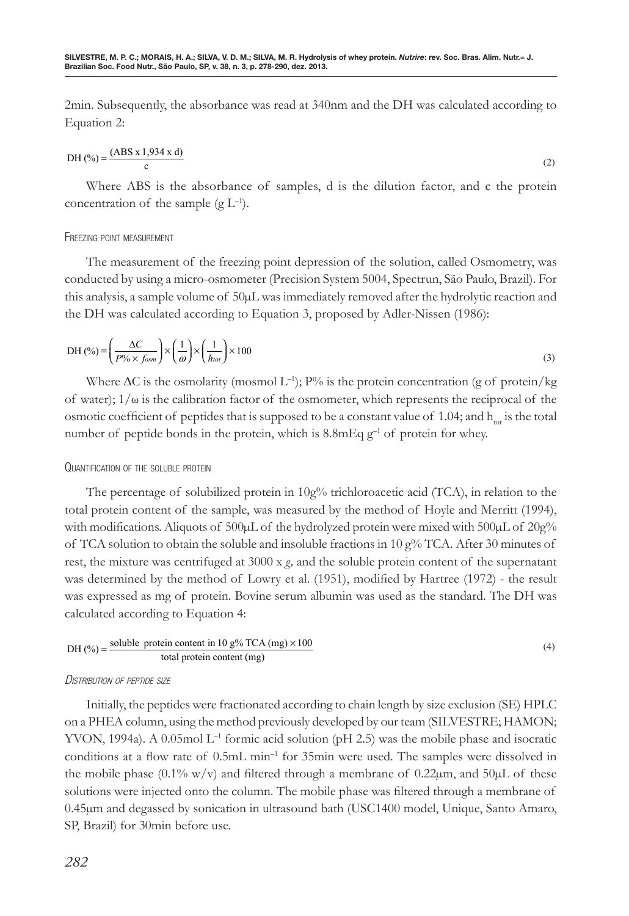2min. Subsequently, the absorbance was read at 340nm and the DH was calculated according to Equation 2:

$$\text{DH (\%)} = \frac{(\text{ABS x 1,934 x d})}{\text{c}} \tag{2}$$

Where ABS is the absorbance of samples, d is the dilution factor, and c the protein concentration of the sample (g $L^{-1}$).

### Freezing point measurement

The measurement of the freezing point depression of the solution, called Osmometry, was conducted by using a micro-osmometer (Precision System 5004, Spectrun, São Paulo, Brazil). For this analysis, a sample volume of 50μL was immediately removed after the hydrolytic reaction and the DH was calculated according to Equation 3, proposed by Adler-Nissen (1986):

$$\text{DH (\%)} = \left(\frac{\Delta C}{P\% \times f_{osm}}\right) \times \left(\frac{1}{\omega}\right) \times \left(\frac{1}{h_{tot}}\right) \times 100 \tag{3}$$

Where ΔC is the osmolarity (mosmol $L^{-1}$); P% is the protein concentration (g of protein/kg of water); 1/ω is the calibration factor of the osmometer, which represents the reciprocal of the osmotic coefficient of peptides that is supposed to be a constant value of 1.04; and $h_{tot}$ is the total number of peptide bonds in the protein, which is 8.8mEq $g^{-1}$ of protein for whey.

### Quantification of the soluble protein

The percentage of solubilized protein in 10g% trichloroacetic acid (TCA), in relation to the total protein content of the sample, was measured by the method of Hoyle and Merritt (1994), with modifications. Aliquots of 500μL of the hydrolyzed protein were mixed with 500μL of 20g% of TCA solution to obtain the soluble and insoluble fractions in 10 g% TCA. After 30 minutes of rest, the mixture was centrifuged at 3000 x *g*, and the soluble protein content of the supernatant was determined by the method of Lowry et al. (1951), modified by Hartree (1972) - the result was expressed as mg of protein. Bovine serum albumin was used as the standard. The DH was calculated according to Equation 4:

$$\text{DH (\%)} = \frac{\text{soluble protein content in 10 g\% TCA (mg)} \times 100}{\text{total protein content (mg)}} \tag{4}$$

### *Distribution of peptide size*

Initially, the peptides were fractionated according to chain length by size exclusion (SE) HPLC on a PHEA column, using the method previously developed by our team (SILVESTRE; HAMON; YVON, 1994a). A 0.05mol $L^{-1}$ formic acid solution (pH 2.5) was the mobile phase and isocratic conditions at a flow rate of 0.5mL $min^{-1}$ for 35min were used. The samples were dissolved in the mobile phase (0.1% w/v) and filtered through a membrane of 0.22μm, and 50μL of these solutions were injected onto the column. The mobile phase was filtered through a membrane of 0.45μm and degassed by sonication in ultrasound bath (USC1400 model, Unique, Santo Amaro, SP, Brazil) for 30min before use.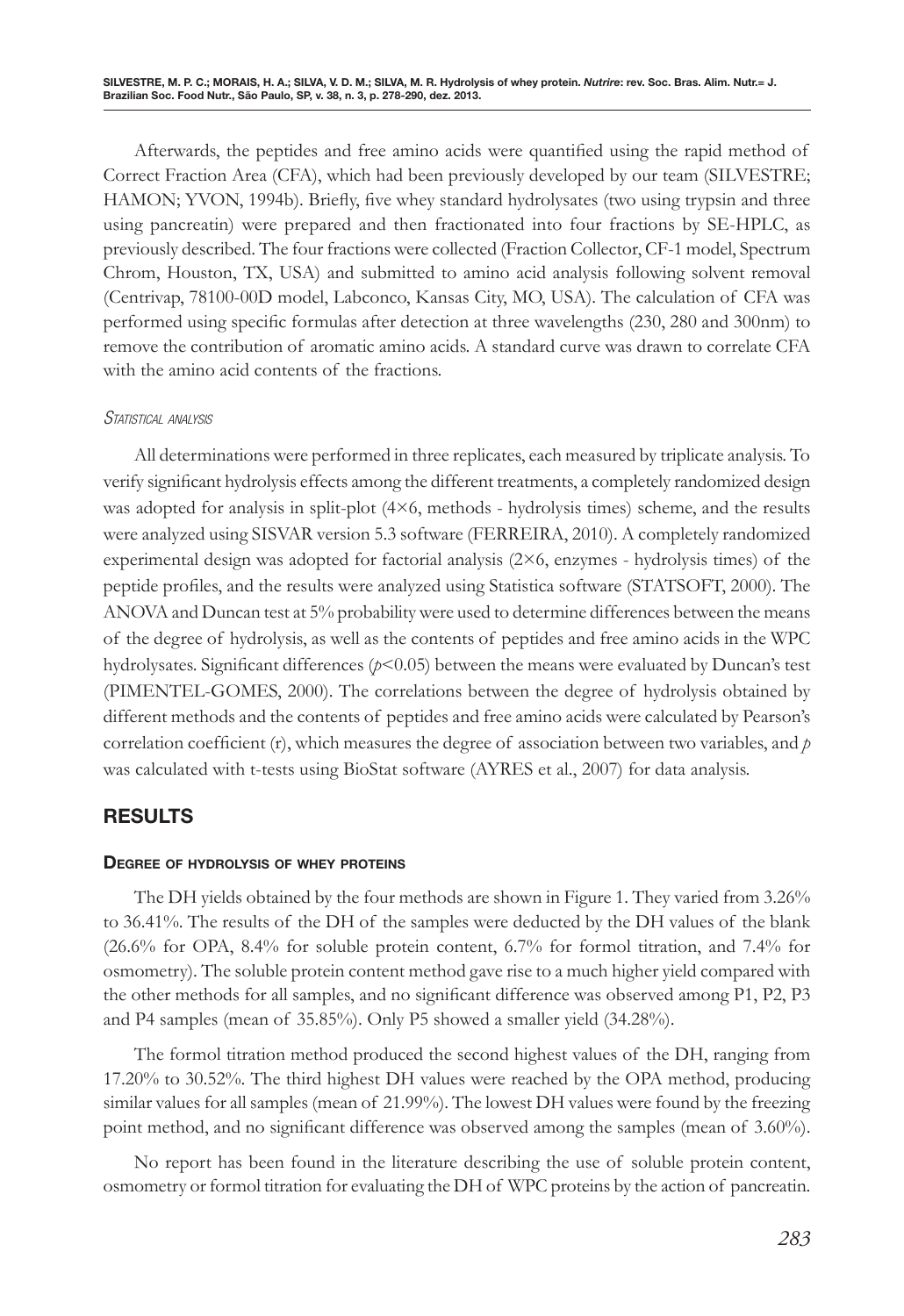Afterwards, the peptides and free amino acids were quantified using the rapid method of Correct Fraction Area (CFA), which had been previously developed by our team (SILVESTRE; HAMON; YVON, 1994b). Briefly, five whey standard hydrolysates (two using trypsin and three using pancreatin) were prepared and then fractionated into four fractions by SE-HPLC, as previously described. The four fractions were collected (Fraction Collector, CF-1 model, Spectrum Chrom, Houston, TX, USA) and submitted to amino acid analysis following solvent removal (Centrivap, 78100-00D model, Labconco, Kansas City, MO, USA). The calculation of CFA was performed using specific formulas after detection at three wavelengths (230, 280 and 300nm) to remove the contribution of aromatic amino acids. A standard curve was drawn to correlate CFA with the amino acid contents of the fractions.

#### *Statistical analysis*

All determinations were performed in three replicates, each measured by triplicate analysis. To verify significant hydrolysis effects among the different treatments, a completely randomized design was adopted for analysis in split-plot (4×6, methods - hydrolysis times) scheme, and the results were analyzed using SISVAR version 5.3 software (FERREIRA, 2010). A completely randomized experimental design was adopted for factorial analysis (2×6, enzymes - hydrolysis times) of the peptide profiles, and the results were analyzed using Statistica software (STATSOFT, 2000). The ANOVA and Duncan test at 5% probability were used to determine differences between the means of the degree of hydrolysis, as well as the contents of peptides and free amino acids in the WPC hydrolysates. Significant differences ($p<0.05$) between the means were evaluated by Duncan's test (PIMENTEL-GOMES, 2000). The correlations between the degree of hydrolysis obtained by different methods and the contents of peptides and free amino acids were calculated by Pearson's correlation coefficient (r), which measures the degree of association between two variables, and $p$ was calculated with t-tests using BioStat software (AYRES et al., 2007) for data analysis.

## RESULTS

### Degree of hydrolysis of whey proteins

The DH yields obtained by the four methods are shown in Figure 1. They varied from 3.26% to 36.41%. The results of the DH of the samples were deducted by the DH values of the blank (26.6% for OPA, 8.4% for soluble protein content, 6.7% for formol titration, and 7.4% for osmometry). The soluble protein content method gave rise to a much higher yield compared with the other methods for all samples, and no significant difference was observed among P1, P2, P3 and P4 samples (mean of 35.85%). Only P5 showed a smaller yield (34.28%).

The formol titration method produced the second highest values of the DH, ranging from 17.20% to 30.52%. The third highest DH values were reached by the OPA method, producing similar values for all samples (mean of 21.99%). The lowest DH values were found by the freezing point method, and no significant difference was observed among the samples (mean of 3.60%).

No report has been found in the literature describing the use of soluble protein content, osmometry or formol titration for evaluating the DH of WPC proteins by the action of pancreatin.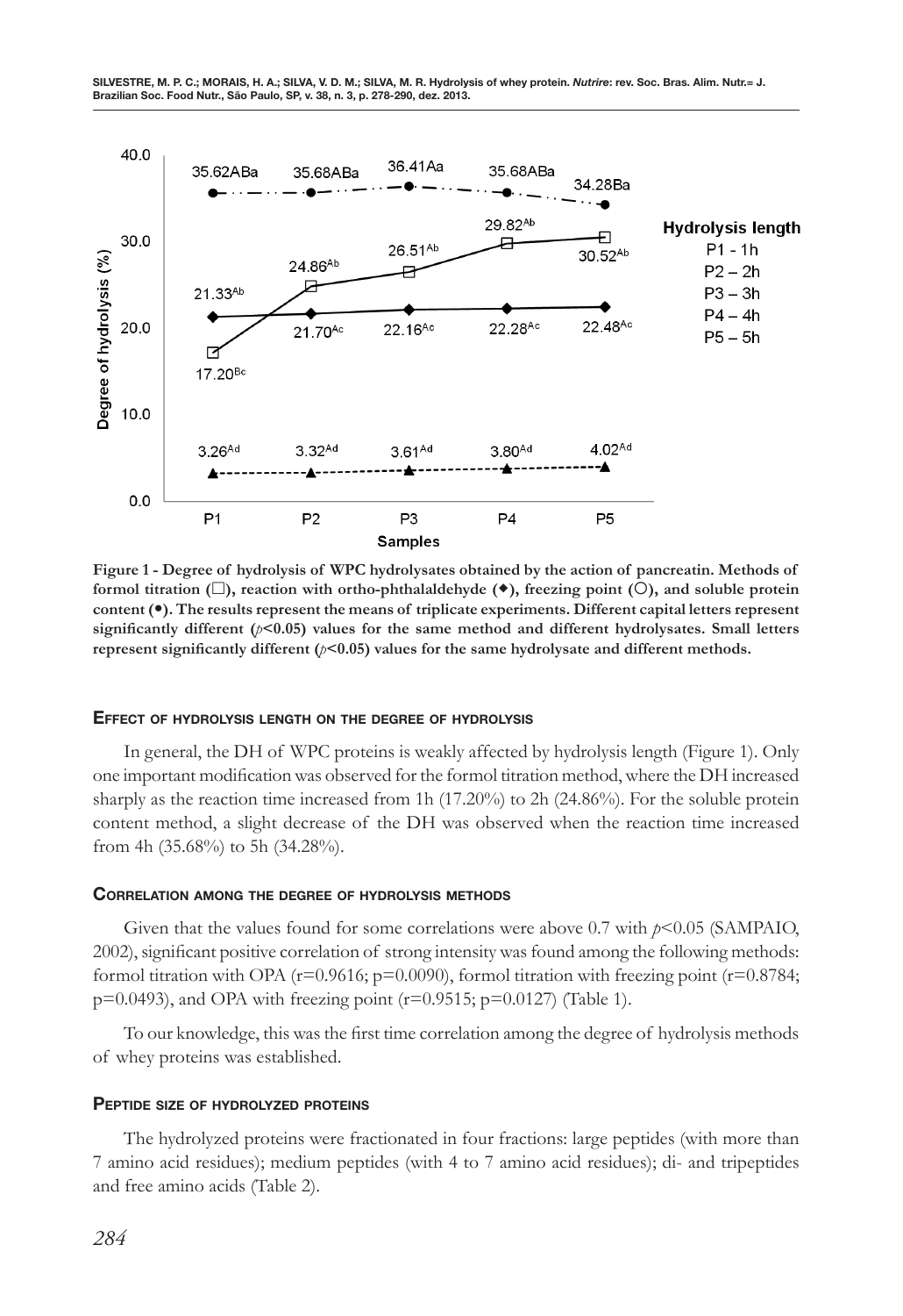Figure 1 - Degree of hydrolysis of WPC hydrolysates obtained by the action of pancreatin. Methods of formol titration (□), reaction with ortho-phthalaldehyde (◆), freezing point (○), and soluble protein content (●). The results represent the means of triplicate experiments. Different capital letters represent significantly different ($p$<0.05) values for the same method and different hydrolysates. Small letters represent significantly different ($p$<0.05) values for the same hydrolysate and different methods.

#### Effect of hydrolysis length on the degree of hydrolysis

In general, the DH of WPC proteins is weakly affected by hydrolysis length (Figure 1). Only one important modification was observed for the formol titration method, where the DH increased sharply as the reaction time increased from 1h (17.20%) to 2h (24.86%). For the soluble protein content method, a slight decrease of the DH was observed when the reaction time increased from 4h (35.68%) to 5h (34.28%).

#### Correlation among the degree of hydrolysis methods

Given that the values found for some correlations were above 0.7 with $p$<0.05 (SAMPAIO, 2002), significant positive correlation of strong intensity was found among the following methods: formol titration with OPA (r=0.9616; p=0.0090), formol titration with freezing point (r=0.8784; p=0.0493), and OPA with freezing point (r=0.9515; p=0.0127) (Table 1).

To our knowledge, this was the first time correlation among the degree of hydrolysis methods of whey proteins was established.

#### Peptide size of hydrolyzed proteins

The hydrolyzed proteins were fractionated in four fractions: large peptides (with more than 7 amino acid residues); medium peptides (with 4 to 7 amino acid residues); di- and tripeptides and free amino acids (Table 2).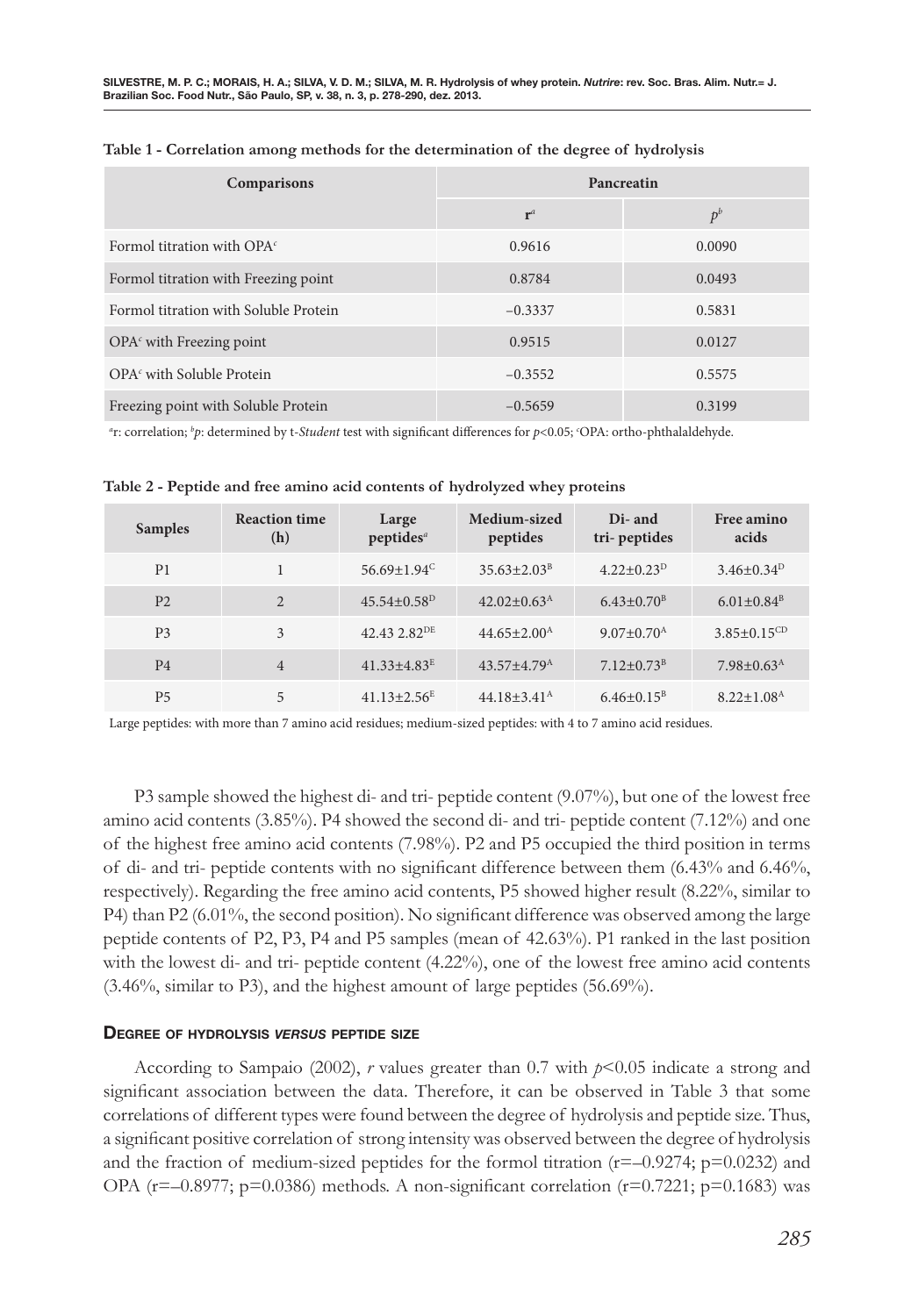**Table 1 - Correlation among methods for the determination of the degree of hydrolysis**

| Comparisons | Pancreatin | |
|---|---|---|
| | r[a] | *p*[b] |
| Formol titration with OPA[c] | 0.9616 | 0.0090 |
| Formol titration with Freezing point | 0.8784 | 0.0493 |
| Formol titration with Soluble Protein | −0.3337 | 0.5831 |
| OPA[c] with Freezing point | 0.9515 | 0.0127 |
| OPA[c] with Soluble Protein | −0.3552 | 0.5575 |
| Freezing point with Soluble Protein | −0.5659 | 0.3199 |

[a]r: correlation; [b]*p*: determined by t-*Student* test with significant differences for $p<0.05$; [c]OPA: ortho-phthalaldehyde.

**Table 2 - Peptide and free amino acid contents of hydrolyzed whey proteins**

| Samples | Reaction time (h) | Large peptides[a] | Medium-sized peptides | Di- and tri- peptides | Free amino acids |
|---|---|---|---|---|---|
| P1 | 1 | $56.69\pm1.94^{C}$ | $35.63\pm2.03^{B}$ | $4.22\pm0.23^{D}$ | $3.46\pm0.34^{D}$ |
| P2 | 2 | $45.54\pm0.58^{D}$ | $42.02\pm0.63^{A}$ | $6.43\pm0.70^{B}$ | $6.01\pm0.84^{B}$ |
| P3 | 3 | $42.43\ 2.82^{DE}$ | $44.65\pm2.00^{A}$ | $9.07\pm0.70^{A}$ | $3.85\pm0.15^{CD}$ |
| P4 | 4 | $41.33\pm4.83^{E}$ | $43.57\pm4.79^{A}$ | $7.12\pm0.73^{B}$ | $7.98\pm0.63^{A}$ |
| P5 | 5 | $41.13\pm2.56^{E}$ | $44.18\pm3.41^{A}$ | $6.46\pm0.15^{B}$ | $8.22\pm1.08^{A}$ |

Large peptides: with more than 7 amino acid residues; medium-sized peptides: with 4 to 7 amino acid residues.

P3 sample showed the highest di- and tri- peptide content (9.07%), but one of the lowest free amino acid contents (3.85%). P4 showed the second di- and tri- peptide content (7.12%) and one of the highest free amino acid contents (7.98%). P2 and P5 occupied the third position in terms of di- and tri- peptide contents with no significant difference between them (6.43% and 6.46%, respectively). Regarding the free amino acid contents, P5 showed higher result (8.22%, similar to P4) than P2 (6.01%, the second position). No significant difference was observed among the large peptide contents of P2, P3, P4 and P5 samples (mean of 42.63%). P1 ranked in the last position with the lowest di- and tri- peptide content (4.22%), one of the lowest free amino acid contents (3.46%, similar to P3), and the highest amount of large peptides (56.69%).

### Degree of hydrolysis *versus* peptide size

According to Sampaio (2002), *r* values greater than 0.7 with $p<0.05$ indicate a strong and significant association between the data. Therefore, it can be observed in Table 3 that some correlations of different types were found between the degree of hydrolysis and peptide size. Thus, a significant positive correlation of strong intensity was observed between the degree of hydrolysis and the fraction of medium-sized peptides for the formol titration (r=–0.9274; p=0.0232) and OPA (r=–0.8977; p=0.0386) methods. A non-significant correlation (r=0.7221; p=0.1683) was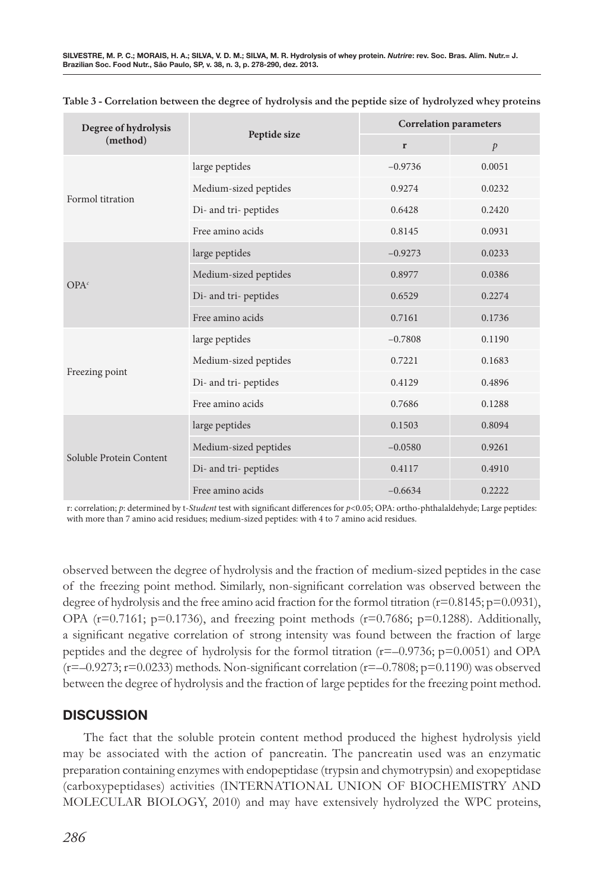**Table 3 - Correlation between the degree of hydrolysis and the peptide size of hydrolyzed whey proteins**

| Degree of hydrolysis (method) | Peptide size | Correlation parameters | |
|---|---|---|---|
| | | r | *p* |
| Formol titration | large peptides | −0.9736 | 0.0051 |
| | Medium-sized peptides | 0.9274 | 0.0232 |
| | Di- and tri- peptides | 0.6428 | 0.2420 |
| | Free amino acids | 0.8145 | 0.0931 |
| OPA[c] | large peptides | −0.9273 | 0.0233 |
| | Medium-sized peptides | 0.8977 | 0.0386 |
| | Di- and tri- peptides | 0.6529 | 0.2274 |
| | Free amino acids | 0.7161 | 0.1736 |
| Freezing point | large peptides | −0.7808 | 0.1190 |
| | Medium-sized peptides | 0.7221 | 0.1683 |
| | Di- and tri- peptides | 0.4129 | 0.4896 |
| | Free amino acids | 0.7686 | 0.1288 |
| Soluble Protein Content | large peptides | 0.1503 | 0.8094 |
| | Medium-sized peptides | −0.0580 | 0.9261 |
| | Di- and tri- peptides | 0.4117 | 0.4910 |
| | Free amino acids | −0.6634 | 0.2222 |

r: correlation; *p*: determined by t-*Student* test with significant differences for $p<0.05$; OPA: ortho-phthalaldehyde; Large peptides: with more than 7 amino acid residues; medium-sized peptides: with 4 to 7 amino acid residues.

observed between the degree of hydrolysis and the fraction of medium-sized peptides in the case of the freezing point method. Similarly, non-significant correlation was observed between the degree of hydrolysis and the free amino acid fraction for the formol titration (r=0.8145; p=0.0931), OPA (r=0.7161; p=0.1736), and freezing point methods (r=0.7686; p=0.1288). Additionally, a significant negative correlation of strong intensity was found between the fraction of large peptides and the degree of hydrolysis for the formol titration (r=–0.9736; p=0.0051) and OPA (r=–0.9273; r=0.0233) methods. Non-significant correlation (r=–0.7808; p=0.1190) was observed between the degree of hydrolysis and the fraction of large peptides for the freezing point method.

## DISCUSSION

The fact that the soluble protein content method produced the highest hydrolysis yield may be associated with the action of pancreatin. The pancreatin used was an enzymatic preparation containing enzymes with endopeptidase (trypsin and chymotrypsin) and exopeptidase (carboxypeptidases) activities (INTERNATIONAL UNION OF BIOCHEMISTRY AND MOLECULAR BIOLOGY, 2010) and may have extensively hydrolyzed the WPC proteins,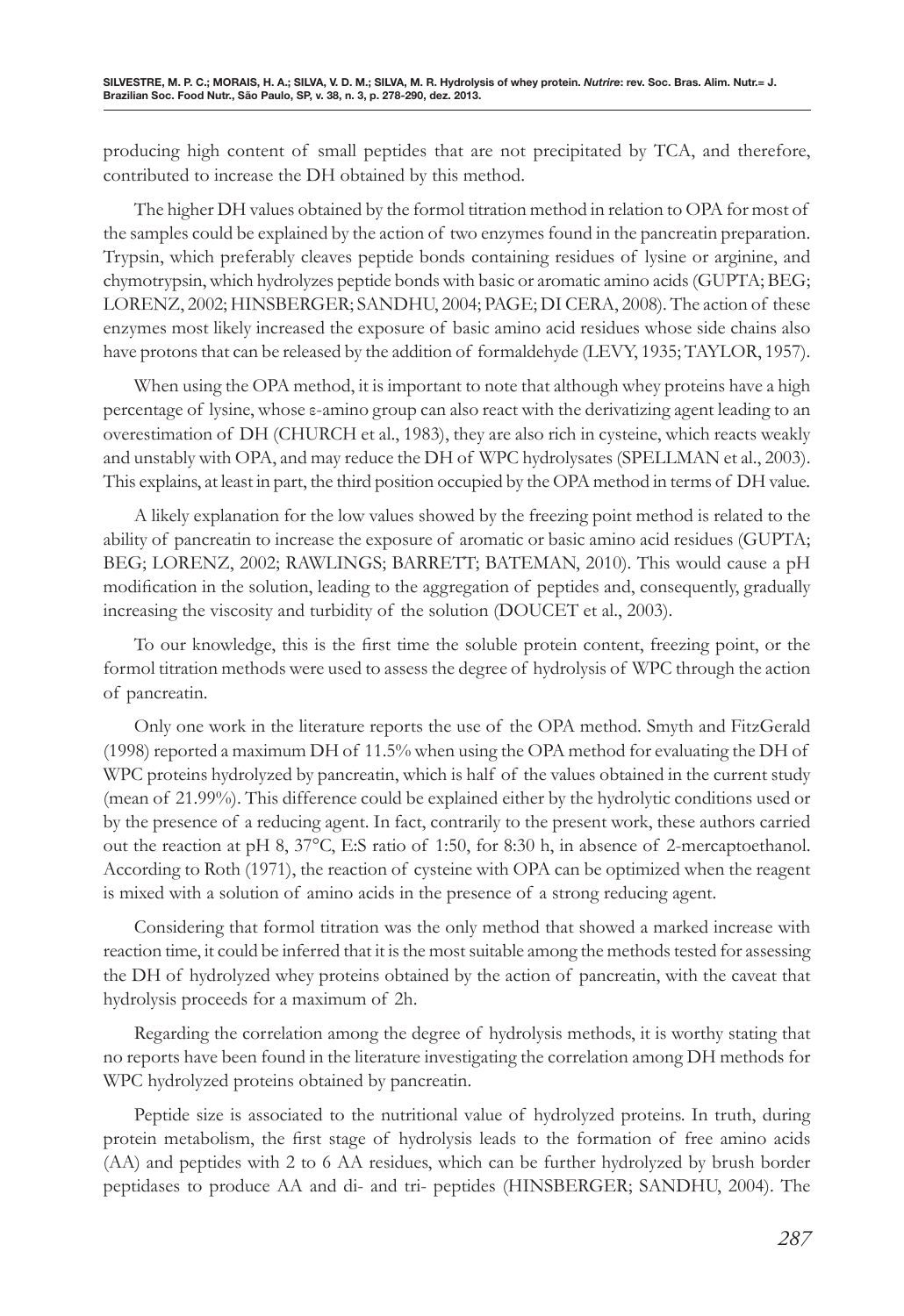producing high content of small peptides that are not precipitated by TCA, and therefore, contributed to increase the DH obtained by this method.

The higher DH values obtained by the formol titration method in relation to OPA for most of the samples could be explained by the action of two enzymes found in the pancreatin preparation. Trypsin, which preferably cleaves peptide bonds containing residues of lysine or arginine, and chymotrypsin, which hydrolyzes peptide bonds with basic or aromatic amino acids (GUPTA; BEG; LORENZ, 2002; HINSBERGER; SANDHU, 2004; PAGE; DI CERA, 2008). The action of these enzymes most likely increased the exposure of basic amino acid residues whose side chains also have protons that can be released by the addition of formaldehyde (LEVY, 1935; TAYLOR, 1957).

When using the OPA method, it is important to note that although whey proteins have a high percentage of lysine, whose ε-amino group can also react with the derivatizing agent leading to an overestimation of DH (CHURCH et al., 1983), they are also rich in cysteine, which reacts weakly and unstably with OPA, and may reduce the DH of WPC hydrolysates (SPELLMAN et al., 2003). This explains, at least in part, the third position occupied by the OPA method in terms of DH value.

A likely explanation for the low values showed by the freezing point method is related to the ability of pancreatin to increase the exposure of aromatic or basic amino acid residues (GUPTA; BEG; LORENZ, 2002; RAWLINGS; BARRETT; BATEMAN, 2010). This would cause a pH modification in the solution, leading to the aggregation of peptides and, consequently, gradually increasing the viscosity and turbidity of the solution (DOUCET et al., 2003).

To our knowledge, this is the first time the soluble protein content, freezing point, or the formol titration methods were used to assess the degree of hydrolysis of WPC through the action of pancreatin.

Only one work in the literature reports the use of the OPA method. Smyth and FitzGerald (1998) reported a maximum DH of 11.5% when using the OPA method for evaluating the DH of WPC proteins hydrolyzed by pancreatin, which is half of the values obtained in the current study (mean of 21.99%). This difference could be explained either by the hydrolytic conditions used or by the presence of a reducing agent. In fact, contrarily to the present work, these authors carried out the reaction at pH 8, 37°C, E:S ratio of 1:50, for 8:30 h, in absence of 2-mercaptoethanol. According to Roth (1971), the reaction of cysteine with OPA can be optimized when the reagent is mixed with a solution of amino acids in the presence of a strong reducing agent.

Considering that formol titration was the only method that showed a marked increase with reaction time, it could be inferred that it is the most suitable among the methods tested for assessing the DH of hydrolyzed whey proteins obtained by the action of pancreatin, with the caveat that hydrolysis proceeds for a maximum of 2h.

Regarding the correlation among the degree of hydrolysis methods, it is worthy stating that no reports have been found in the literature investigating the correlation among DH methods for WPC hydrolyzed proteins obtained by pancreatin.

Peptide size is associated to the nutritional value of hydrolyzed proteins. In truth, during protein metabolism, the first stage of hydrolysis leads to the formation of free amino acids (AA) and peptides with 2 to 6 AA residues, which can be further hydrolyzed by brush border peptidases to produce AA and di- and tri- peptides (HINSBERGER; SANDHU, 2004). The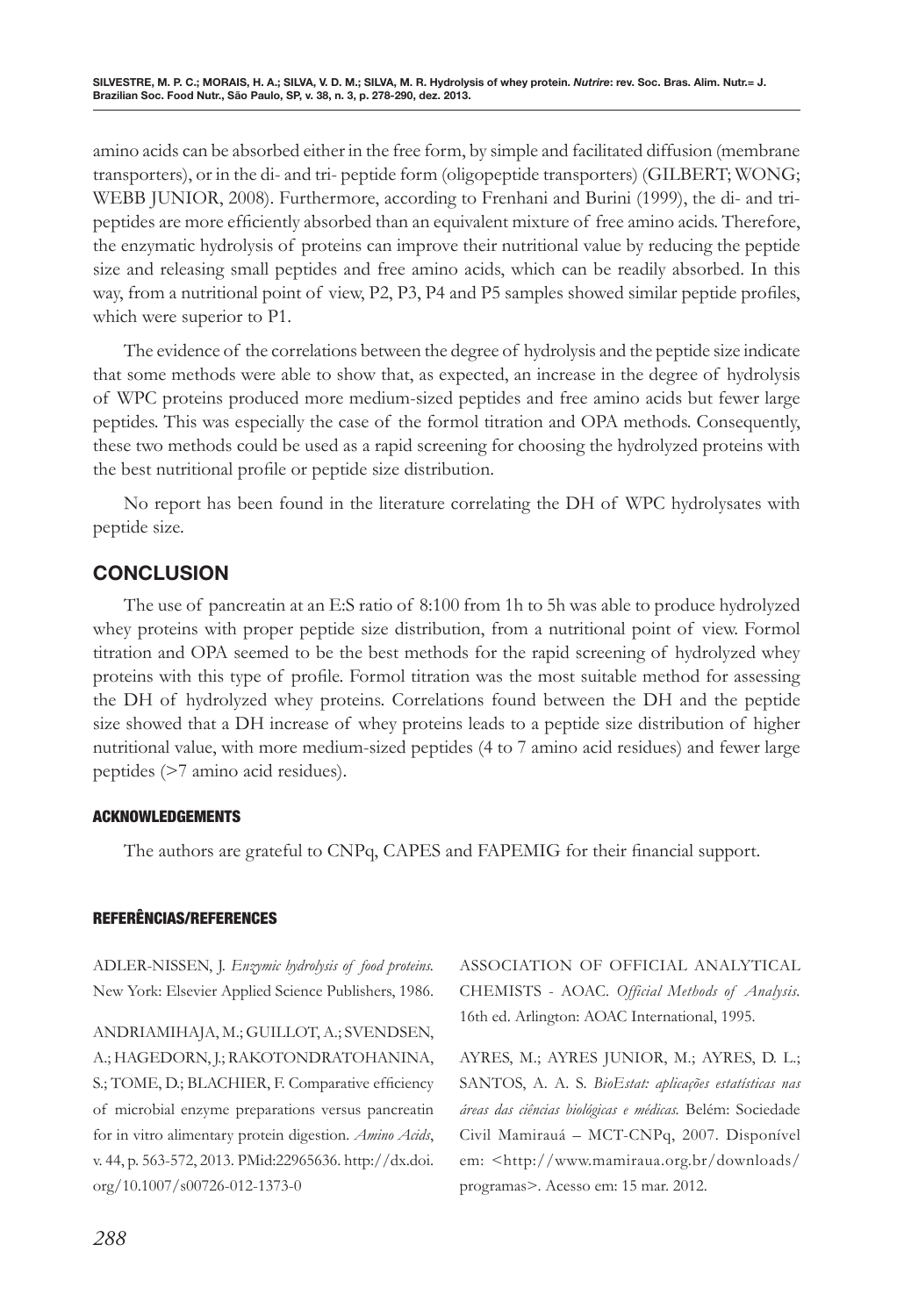amino acids can be absorbed either in the free form, by simple and facilitated diffusion (membrane transporters), or in the di- and tri- peptide form (oligopeptide transporters) (GILBERT; WONG; WEBB JUNIOR, 2008). Furthermore, according to Frenhani and Burini (1999), the di- and tri-peptides are more efficiently absorbed than an equivalent mixture of free amino acids. Therefore, the enzymatic hydrolysis of proteins can improve their nutritional value by reducing the peptide size and releasing small peptides and free amino acids, which can be readily absorbed. In this way, from a nutritional point of view, P2, P3, P4 and P5 samples showed similar peptide profiles, which were superior to P1.

The evidence of the correlations between the degree of hydrolysis and the peptide size indicate that some methods were able to show that, as expected, an increase in the degree of hydrolysis of WPC proteins produced more medium-sized peptides and free amino acids but fewer large peptides. This was especially the case of the formol titration and OPA methods. Consequently, these two methods could be used as a rapid screening for choosing the hydrolyzed proteins with the best nutritional profile or peptide size distribution.

No report has been found in the literature correlating the DH of WPC hydrolysates with peptide size.

## CONCLUSION

The use of pancreatin at an E:S ratio of 8:100 from 1h to 5h was able to produce hydrolyzed whey proteins with proper peptide size distribution, from a nutritional point of view. Formol titration and OPA seemed to be the best methods for the rapid screening of hydrolyzed whey proteins with this type of profile. Formol titration was the most suitable method for assessing the DH of hydrolyzed whey proteins. Correlations found between the DH and the peptide size showed that a DH increase of whey proteins leads to a peptide size distribution of higher nutritional value, with more medium-sized peptides (4 to 7 amino acid residues) and fewer large peptides (>7 amino acid residues).

#### ACKNOWLEDGEMENTS

The authors are grateful to CNPq, CAPES and FAPEMIG for their financial support.

#### REFERÊNCIAS/REFERENCES

ADLER-NISSEN, J. *Enzymic hydrolysis of food proteins.* New York: Elsevier Applied Science Publishers, 1986.

ANDRIAMIHAJA, M.; GUILLOT, A.; SVENDSEN, A.; HAGEDORN, J.; RAKOTONDRATOHANINA, S.; TOME, D.; BLACHIER, F. Comparative efficiency of microbial enzyme preparations versus pancreatin for in vitro alimentary protein digestion. *Amino Acids*, v. 44, p. 563-572, 2013. PMid:22965636. http://dx.doi.org/10.1007/s00726-012-1373-0

ASSOCIATION OF OFFICIAL ANALYTICAL CHEMISTS - AOAC. *Official Methods of Analysis.* 16th ed. Arlington: AOAC International, 1995.

AYRES, M.; AYRES JUNIOR, M.; AYRES, D. L.; SANTOS, A. A. S. *BioEstat: aplicações estatísticas nas áreas das ciências biológicas e médicas.* Belém: Sociedade Civil Mamirauá – MCT-CNPq, 2007. Disponível em: <http://www.mamiraua.org.br/downloads/programas>. Acesso em: 15 mar. 2012.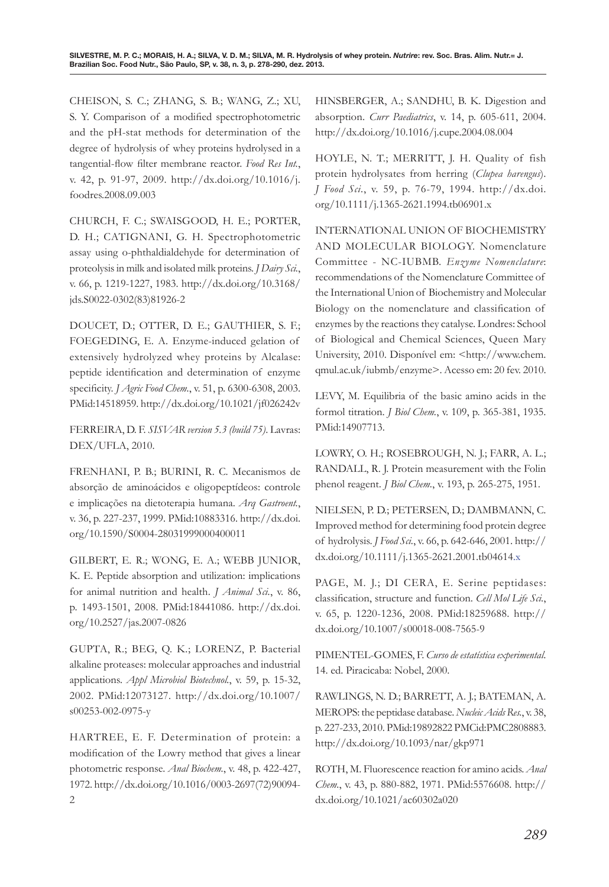CHEISON, S. C.; ZHANG, S. B.; WANG, Z.; XU, S. Y. Comparison of a modified spectrophotometric and the pH-stat methods for determination of the degree of hydrolysis of whey proteins hydrolysed in a tangential-flow filter membrane reactor. *Food Res Int.*, v. 42, p. 91-97, 2009. http://dx.doi.org/10.1016/j.foodres.2008.09.003

CHURCH, F. C.; SWAISGOOD, H. E.; PORTER, D. H.; CATIGNANI, G. H. Spectrophotometric assay using o-phthaldialdehyde for determination of proteolysis in milk and isolated milk proteins. *J Dairy Sci.*, v. 66, p. 1219-1227, 1983. http://dx.doi.org/10.3168/jds.S0022-0302(83)81926-2

DOUCET, D.; OTTER, D. E.; GAUTHIER, S. F.; FOEGEDING, E. A. Enzyme-induced gelation of extensively hydrolyzed whey proteins by Alcalase: peptide identification and determination of enzyme specificity. *J Agric Food Chem.*, v. 51, p. 6300-6308, 2003. PMid:14518959. http://dx.doi.org/10.1021/jf026242v

FERREIRA, D. F. *SISVAR version 5.3 (build 75)*. Lavras: DEX/UFLA, 2010.

FRENHANI, P. B.; BURINI, R. C. Mecanismos de absorção de aminoácidos e oligopeptídeos: controle e implicações na dietoterapia humana. *Arq Gastroent.*, v. 36, p. 227-237, 1999. PMid:10883316. http://dx.doi.org/10.1590/S0004-28031999000400011

GILBERT, E. R.; WONG, E. A.; WEBB JUNIOR, K. E. Peptide absorption and utilization: implications for animal nutrition and health. *J Animal Sci.*, v. 86, p. 1493-1501, 2008. PMid:18441086. http://dx.doi.org/10.2527/jas.2007-0826

GUPTA, R.; BEG, Q. K.; LORENZ, P. Bacterial alkaline proteases: molecular approaches and industrial applications. *Appl Microbiol Biotechnol.*, v. 59, p. 15-32, 2002. PMid:12073127. http://dx.doi.org/10.1007/s00253-002-0975-y

HARTREE, E. F. Determination of protein: a modification of the Lowry method that gives a linear photometric response. *Anal Biochem.*, v. 48, p. 422-427, 1972. http://dx.doi.org/10.1016/0003-2697(72)90094-2

HINSBERGER, A.; SANDHU, B. K. Digestion and absorption. *Curr Paediatrics*, v. 14, p. 605-611, 2004. http://dx.doi.org/10.1016/j.cupe.2004.08.004

HOYLE, N. T.; MERRITT, J. H. Quality of fish protein hydrolysates from herring (*Clupea harengus*). *J Food Sci.*, v. 59, p. 76-79, 1994. http://dx.doi.org/10.1111/j.1365-2621.1994.tb06901.x

INTERNATIONAL UNION OF BIOCHEMISTRY AND MOLECULAR BIOLOGY. Nomenclature Committee - NC-IUBMB. *Enzyme Nomenclature*: recommendations of the Nomenclature Committee of the International Union of Biochemistry and Molecular Biology on the nomenclature and classification of enzymes by the reactions they catalyse. Londres: School of Biological and Chemical Sciences, Queen Mary University, 2010. Disponível em: <http://www.chem.qmul.ac.uk/iubmb/enzyme>. Acesso em: 20 fev. 2010.

LEVY, M. Equilibria of the basic amino acids in the formol titration. *J Biol Chem.*, v. 109, p. 365-381, 1935. PMid:14907713.

LOWRY, O. H.; ROSEBROUGH, N. J.; FARR, A. L.; RANDALL, R. J. Protein measurement with the Folin phenol reagent. *J Biol Chem.*, v. 193, p. 265-275, 1951.

NIELSEN, P. D.; PETERSEN, D.; DAMBMANN, C. Improved method for determining food protein degree of hydrolysis. *J Food Sci.*, v. 66, p. 642-646, 2001. http://dx.doi.org/10.1111/j.1365-2621.2001.tb04614.x

PAGE, M. J.; DI CERA, E. Serine peptidases: classification, structure and function. *Cell Mol Life Sci.*, v. 65, p. 1220-1236, 2008. PMid:18259688. http://dx.doi.org/10.1007/s00018-008-7565-9

PIMENTEL-GOMES, F. *Curso de estatística experimental*. 14. ed. Piracicaba: Nobel, 2000.

RAWLINGS, N. D.; BARRETT, A. J.; BATEMAN, A. MEROPS: the peptidase database. *Nucleic Acids Res.*, v. 38, p. 227-233, 2010. PMid:19892822 PMCid:PMC2808883. http://dx.doi.org/10.1093/nar/gkp971

ROTH, M. Fluorescence reaction for amino acids. *Anal Chem.*, v. 43, p. 880-882, 1971. PMid:5576608. http://dx.doi.org/10.1021/ac60302a020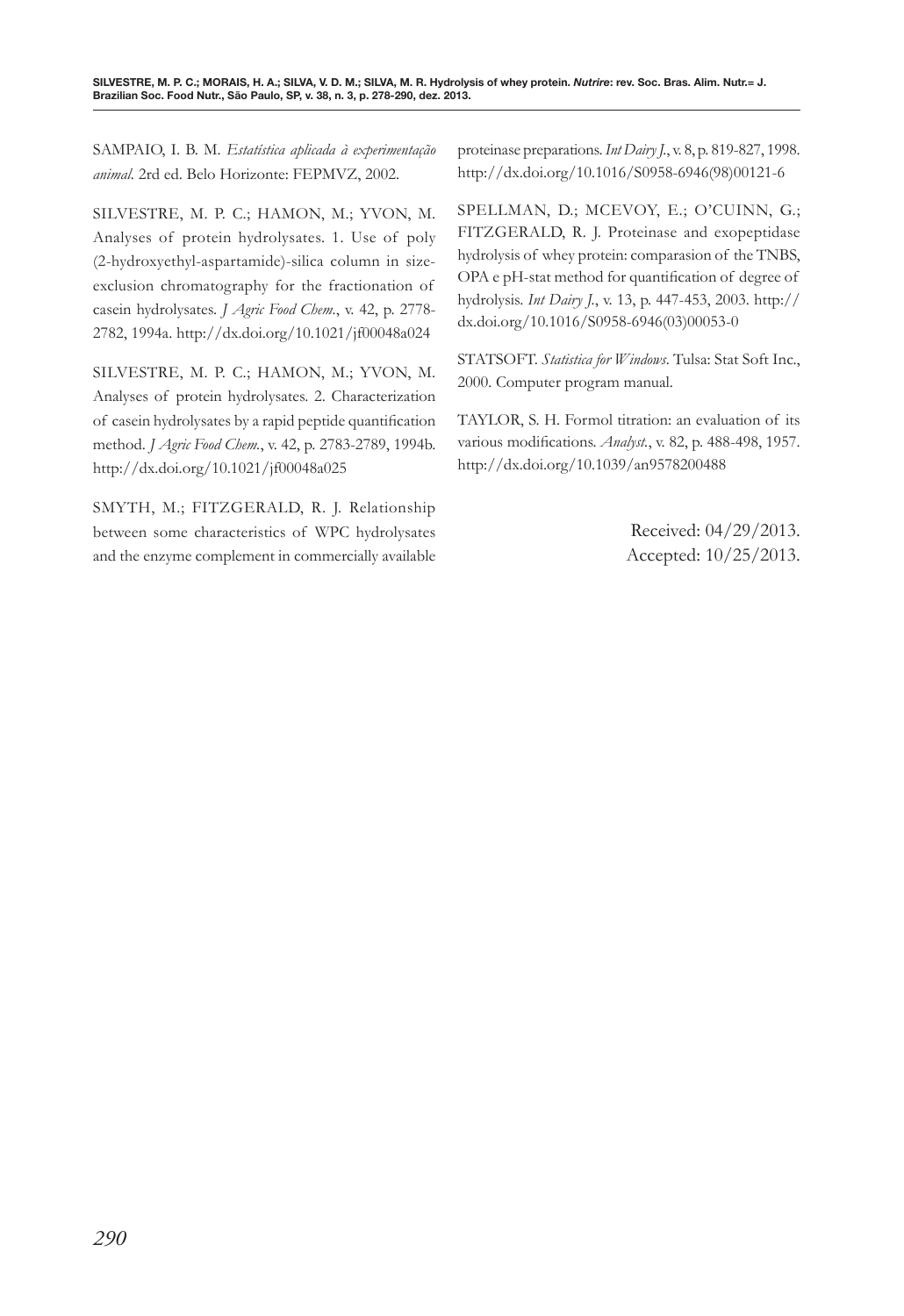SAMPAIO, I. B. M. *Estatística aplicada à experimentação animal*. 2rd ed. Belo Horizonte: FEPMVZ, 2002.

SILVESTRE, M. P. C.; HAMON, M.; YVON, M. Analyses of protein hydrolysates. 1. Use of poly (2-hydroxyethyl-aspartamide)-silica column in size-exclusion chromatography for the fractionation of casein hydrolysates. *J Agric Food Chem*., v. 42, p. 2778-2782, 1994a. http://dx.doi.org/10.1021/jf00048a024

SILVESTRE, M. P. C.; HAMON, M.; YVON, M. Analyses of protein hydrolysates. 2. Characterization of casein hydrolysates by a rapid peptide quantification method. *J Agric Food Chem*., v. 42, p. 2783-2789, 1994b. http://dx.doi.org/10.1021/jf00048a025

SMYTH, M.; FITZGERALD, R. J. Relationship between some characteristics of WPC hydrolysates and the enzyme complement in commercially available proteinase preparations. *Int Dairy J*., v. 8, p. 819-827, 1998. http://dx.doi.org/10.1016/S0958-6946(98)00121-6

SPELLMAN, D.; MCEVOY, E.; O'CUINN, G.; FITZGERALD, R. J. Proteinase and exopeptidase hydrolysis of whey protein: comparasion of the TNBS, OPA e pH-stat method for quantification of degree of hydrolysis. *Int Dairy J*., v. 13, p. 447-453, 2003. http://dx.doi.org/10.1016/S0958-6946(03)00053-0

STATSOFT. *Statistica for Windows*. Tulsa: Stat Soft Inc., 2000. Computer program manual.

TAYLOR, S. H. Formol titration: an evaluation of its various modifications. *Analyst*., v. 82, p. 488-498, 1957. http://dx.doi.org/10.1039/an9578200488

Received: 04/29/2013.
Accepted: 10/25/2013.